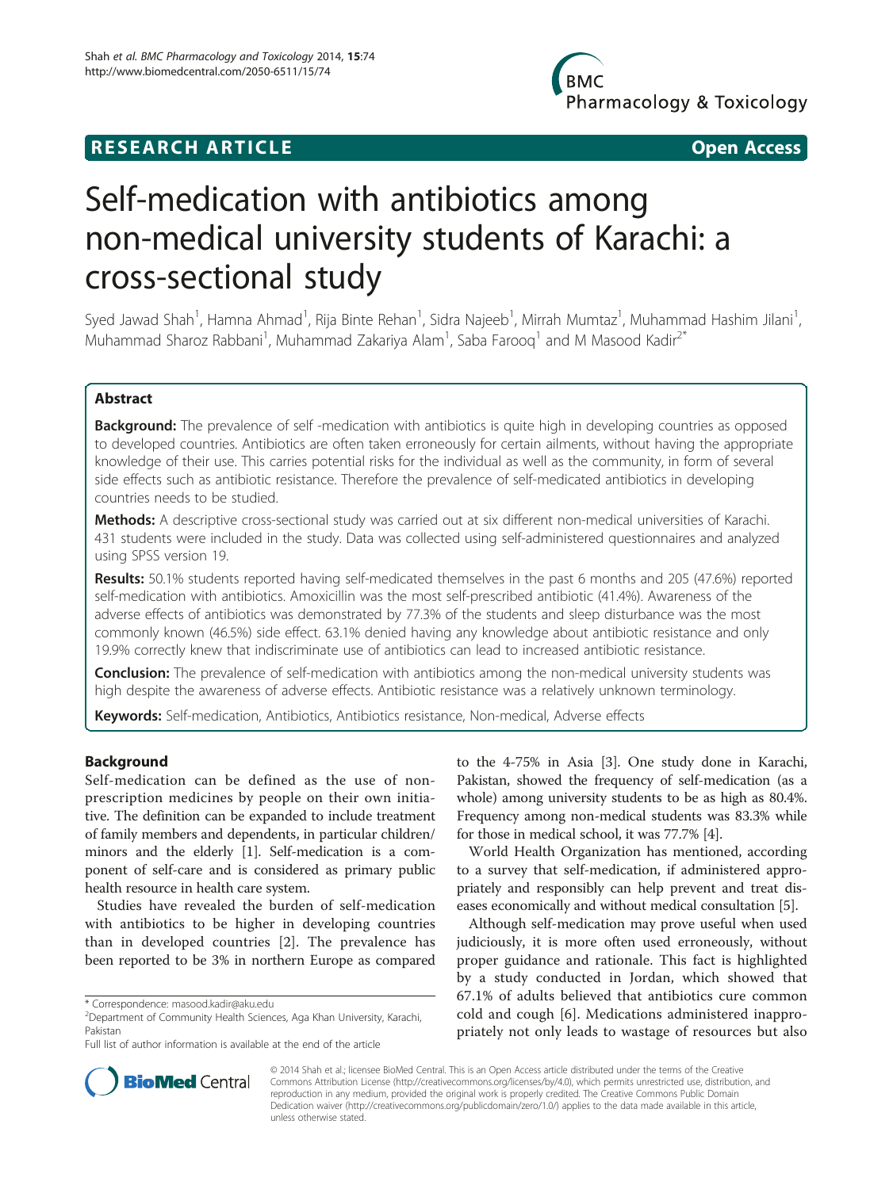**RESEARCH ARTICLE** **Open Access**

# Self-medication with antibiotics among non-medical university students of Karachi: a cross-sectional study

Syed Jawad Shah[1], Hamna Ahmad[1], Rija Binte Rehan[1], Sidra Najeeb[1], Mirrah Mumtaz[1], Muhammad Hashim Jilani[1], Muhammad Sharoz Rabbani[1], Muhammad Zakariya Alam[1], Saba Farooq[1] and M Masood Kadir[2*]

## Abstract

**Background:** The prevalence of self -medication with antibiotics is quite high in developing countries as opposed to developed countries. Antibiotics are often taken erroneously for certain ailments, without having the appropriate knowledge of their use. This carries potential risks for the individual as well as the community, in form of several side effects such as antibiotic resistance. Therefore the prevalence of self-medicated antibiotics in developing countries needs to be studied.

**Methods:** A descriptive cross-sectional study was carried out at six different non-medical universities of Karachi. 431 students were included in the study. Data was collected using self-administered questionnaires and analyzed using SPSS version 19.

**Results:** 50.1% students reported having self-medicated themselves in the past 6 months and 205 (47.6%) reported self-medication with antibiotics. Amoxicillin was the most self-prescribed antibiotic (41.4%). Awareness of the adverse effects of antibiotics was demonstrated by 77.3% of the students and sleep disturbance was the most commonly known (46.5%) side effect. 63.1% denied having any knowledge about antibiotic resistance and only 19.9% correctly knew that indiscriminate use of antibiotics can lead to increased antibiotic resistance.

**Conclusion:** The prevalence of self-medication with antibiotics among the non-medical university students was high despite the awareness of adverse effects. Antibiotic resistance was a relatively unknown terminology.

**Keywords:** Self-medication, Antibiotics, Antibiotics resistance, Non-medical, Adverse effects

## Background

Self-medication can be defined as the use of non-prescription medicines by people on their own initiative. The definition can be expanded to include treatment of family members and dependents, in particular children/minors and the elderly [1]. Self-medication is a component of self-care and is considered as primary public health resource in health care system.

Studies have revealed the burden of self-medication with antibiotics to be higher in developing countries than in developed countries [2]. The prevalence has been reported to be 3% in northern Europe as compared to the 4-75% in Asia [3]. One study done in Karachi, Pakistan, showed the frequency of self-medication (as a whole) among university students to be as high as 80.4%. Frequency among non-medical students was 83.3% while for those in medical school, it was 77.7% [4].

World Health Organization has mentioned, according to a survey that self-medication, if administered appropriately and responsibly can help prevent and treat diseases economically and without medical consultation [5].

Although self-medication may prove useful when used judiciously, it is more often used erroneously, without proper guidance and rationale. This fact is highlighted by a study conducted in Jordan, which showed that 67.1% of adults believed that antibiotics cure common cold and cough [6]. Medications administered inappropriately not only leads to wastage of resources but also

\* Correspondence: masood.kadir@aku.edu
[2]Department of Community Health Sciences, Aga Khan University, Karachi, Pakistan
Full list of author information is available at the end of the article

© 2014 Shah et al.; licensee BioMed Central. This is an Open Access article distributed under the terms of the Creative Commons Attribution License (http://creativecommons.org/licenses/by/4.0), which permits unrestricted use, distribution, and reproduction in any medium, provided the original work is properly credited. The Creative Commons Public Domain Dedication waiver (http://creativecommons.org/publicdomain/zero/1.0/) applies to the data made available in this article, unless otherwise stated.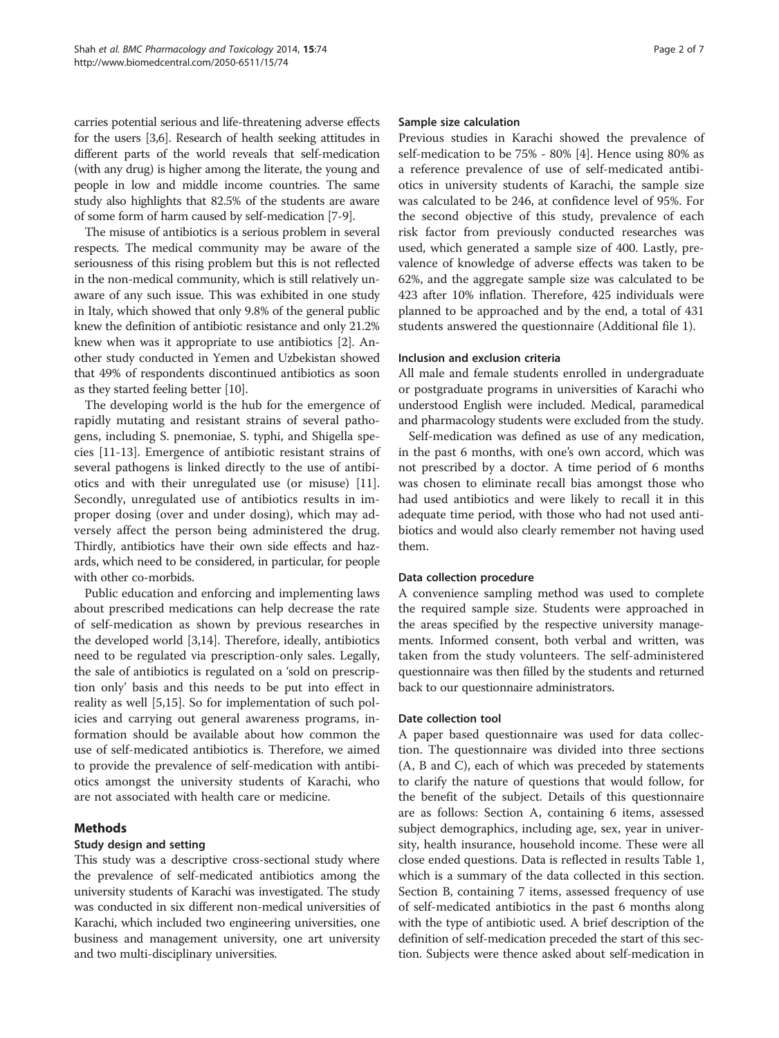carries potential serious and life-threatening adverse effects for the users [3,6]. Research of health seeking attitudes in different parts of the world reveals that self-medication (with any drug) is higher among the literate, the young and people in low and middle income countries. The same study also highlights that 82.5% of the students are aware of some form of harm caused by self-medication [7-9].

The misuse of antibiotics is a serious problem in several respects. The medical community may be aware of the seriousness of this rising problem but this is not reflected in the non-medical community, which is still relatively unaware of any such issue. This was exhibited in one study in Italy, which showed that only 9.8% of the general public knew the definition of antibiotic resistance and only 21.2% knew when was it appropriate to use antibiotics [2]. Another study conducted in Yemen and Uzbekistan showed that 49% of respondents discontinued antibiotics as soon as they started feeling better [10].

The developing world is the hub for the emergence of rapidly mutating and resistant strains of several pathogens, including S. pnemoniae, S. typhi, and Shigella species [11-13]. Emergence of antibiotic resistant strains of several pathogens is linked directly to the use of antibiotics and with their unregulated use (or misuse) [11]. Secondly, unregulated use of antibiotics results in improper dosing (over and under dosing), which may adversely affect the person being administered the drug. Thirdly, antibiotics have their own side effects and hazards, which need to be considered, in particular, for people with other co-morbids.

Public education and enforcing and implementing laws about prescribed medications can help decrease the rate of self-medication as shown by previous researches in the developed world [3,14]. Therefore, ideally, antibiotics need to be regulated via prescription-only sales. Legally, the sale of antibiotics is regulated on a 'sold on prescription only' basis and this needs to be put into effect in reality as well [5,15]. So for implementation of such policies and carrying out general awareness programs, information should be available about how common the use of self-medicated antibiotics is. Therefore, we aimed to provide the prevalence of self-medication with antibiotics amongst the university students of Karachi, who are not associated with health care or medicine.

## Methods

### Study design and setting

This study was a descriptive cross-sectional study where the prevalence of self-medicated antibiotics among the university students of Karachi was investigated. The study was conducted in six different non-medical universities of Karachi, which included two engineering universities, one business and management university, one art university and two multi-disciplinary universities.

### Sample size calculation

Previous studies in Karachi showed the prevalence of self-medication to be 75% - 80% [4]. Hence using 80% as a reference prevalence of use of self-medicated antibiotics in university students of Karachi, the sample size was calculated to be 246, at confidence level of 95%. For the second objective of this study, prevalence of each risk factor from previously conducted researches was used, which generated a sample size of 400. Lastly, prevalence of knowledge of adverse effects was taken to be 62%, and the aggregate sample size was calculated to be 423 after 10% inflation. Therefore, 425 individuals were planned to be approached and by the end, a total of 431 students answered the questionnaire (Additional file 1).

### Inclusion and exclusion criteria

All male and female students enrolled in undergraduate or postgraduate programs in universities of Karachi who understood English were included. Medical, paramedical and pharmacology students were excluded from the study.

Self-medication was defined as use of any medication, in the past 6 months, with one's own accord, which was not prescribed by a doctor. A time period of 6 months was chosen to eliminate recall bias amongst those who had used antibiotics and were likely to recall it in this adequate time period, with those who had not used antibiotics and would also clearly remember not having used them.

### Data collection procedure

A convenience sampling method was used to complete the required sample size. Students were approached in the areas specified by the respective university managements. Informed consent, both verbal and written, was taken from the study volunteers. The self-administered questionnaire was then filled by the students and returned back to our questionnaire administrators.

### Date collection tool

A paper based questionnaire was used for data collection. The questionnaire was divided into three sections (A, B and C), each of which was preceded by statements to clarify the nature of questions that would follow, for the benefit of the subject. Details of this questionnaire are as follows: Section A, containing 6 items, assessed subject demographics, including age, sex, year in university, health insurance, household income. These were all close ended questions. Data is reflected in results Table 1, which is a summary of the data collected in this section. Section B, containing 7 items, assessed frequency of use of self-medicated antibiotics in the past 6 months along with the type of antibiotic used. A brief description of the definition of self-medication preceded the start of this section. Subjects were thence asked about self-medication in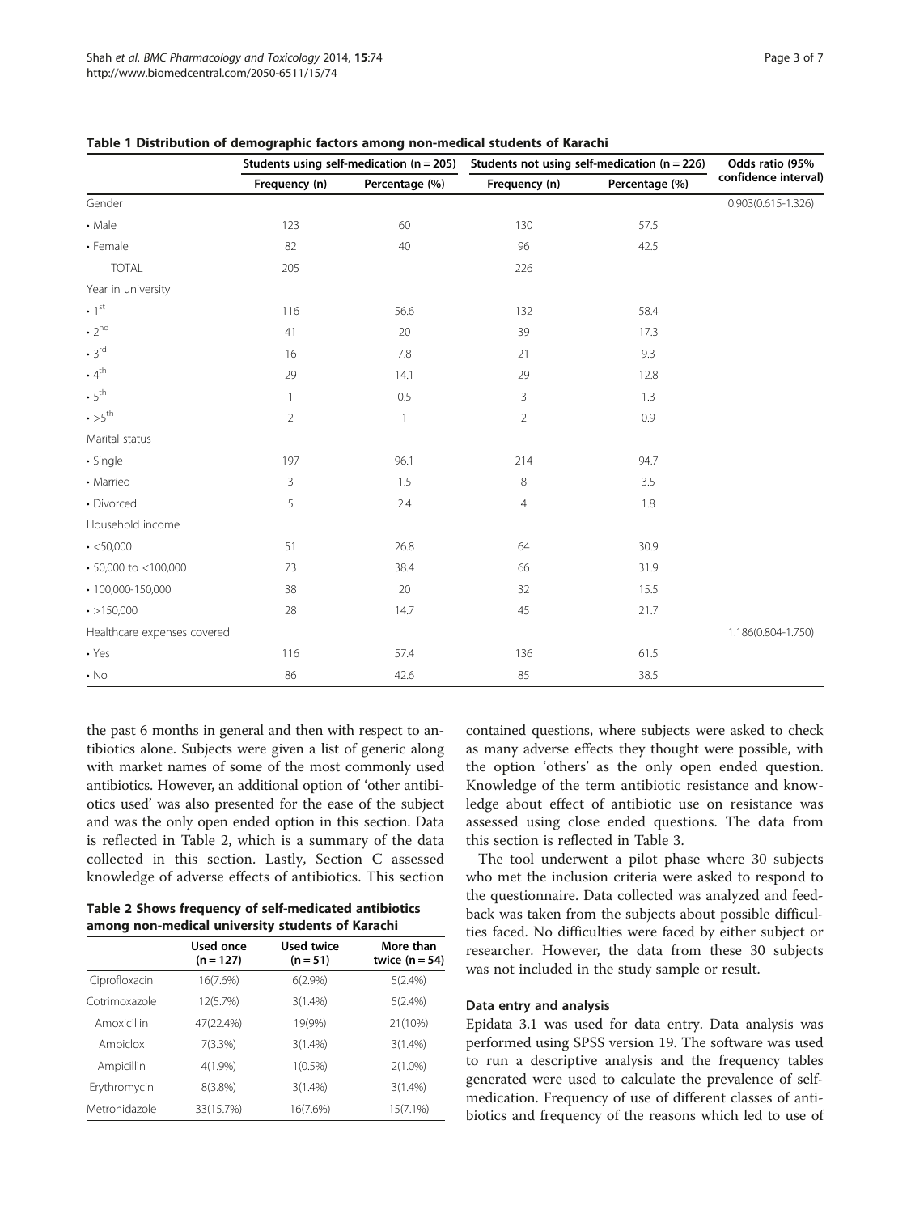**Table 1 Distribution of demographic factors among non-medical students of Karachi**

| | Students using self-medication (n = 205) | | Students not using self-medication (n = 226) | | Odds ratio (95% confidence interval) |
|---|---|---|---|---|---|
| | Frequency (n) | Percentage (%) | Frequency (n) | Percentage (%) | |
| Gender | | | | | 0.903(0.615-1.326) |
| • Male | 123 | 60 | 130 | 57.5 | |
| • Female | 82 | 40 | 96 | 42.5 | |
| TOTAL | 205 | | 226 | | |
| Year in university | | | | | |
| • 1st | 116 | 56.6 | 132 | 58.4 | |
| • 2nd | 41 | 20 | 39 | 17.3 | |
| • 3rd | 16 | 7.8 | 21 | 9.3 | |
| • 4th | 29 | 14.1 | 29 | 12.8 | |
| • 5th | 1 | 0.5 | 3 | 1.3 | |
| • >5th | 2 | 1 | 2 | 0.9 | |
| Marital status | | | | | |
| • Single | 197 | 96.1 | 214 | 94.7 | |
| • Married | 3 | 1.5 | 8 | 3.5 | |
| • Divorced | 5 | 2.4 | 4 | 1.8 | |
| Household income | | | | | |
| • <50,000 | 51 | 26.8 | 64 | 30.9 | |
| • 50,000 to <100,000 | 73 | 38.4 | 66 | 31.9 | |
| • 100,000-150,000 | 38 | 20 | 32 | 15.5 | |
| • >150,000 | 28 | 14.7 | 45 | 21.7 | |
| Healthcare expenses covered | | | | | 1.186(0.804-1.750) |
| • Yes | 116 | 57.4 | 136 | 61.5 | |
| • No | 86 | 42.6 | 85 | 38.5 | |

the past 6 months in general and then with respect to antibiotics alone. Subjects were given a list of generic along with market names of some of the most commonly used antibiotics. However, an additional option of 'other antibiotics used' was also presented for the ease of the subject and was the only open ended option in this section. Data is reflected in Table 2, which is a summary of the data collected in this section. Lastly, Section C assessed knowledge of adverse effects of antibiotics. This section contained questions, where subjects were asked to check as many adverse effects they thought were possible, with the option 'others' as the only open ended question. Knowledge of the term antibiotic resistance and knowledge about effect of antibiotic use on resistance was assessed using close ended questions. The data from this section is reflected in Table 3.

**Table 2 Shows frequency of self-medicated antibiotics among non-medical university students of Karachi**

| | Used once (n = 127) | Used twice (n = 51) | More than twice (n = 54) |
|---|---|---|---|
| Ciprofloxacin | 16(7.6%) | 6(2.9%) | 5(2.4%) |
| Cotrimoxazole | 12(5.7%) | 3(1.4%) | 5(2.4%) |
| Amoxicillin | 47(22.4%) | 19(9%) | 21(10%) |
| Ampiclox | 7(3.3%) | 3(1.4%) | 3(1.4%) |
| Ampicillin | 4(1.9%) | 1(0.5%) | 2(1.0%) |
| Erythromycin | 8(3.8%) | 3(1.4%) | 3(1.4%) |
| Metronidazole | 33(15.7%) | 16(7.6%) | 15(7.1%) |

The tool underwent a pilot phase where 30 subjects who met the inclusion criteria were asked to respond to the questionnaire. Data collected was analyzed and feedback was taken from the subjects about possible difficulties faced. No difficulties were faced by either subject or researcher. However, the data from these 30 subjects was not included in the study sample or result.

#### Data entry and analysis

Epidata 3.1 was used for data entry. Data analysis was performed using SPSS version 19. The software was used to run a descriptive analysis and the frequency tables generated were used to calculate the prevalence of self-medication. Frequency of use of different classes of antibiotics and frequency of the reasons which led to use of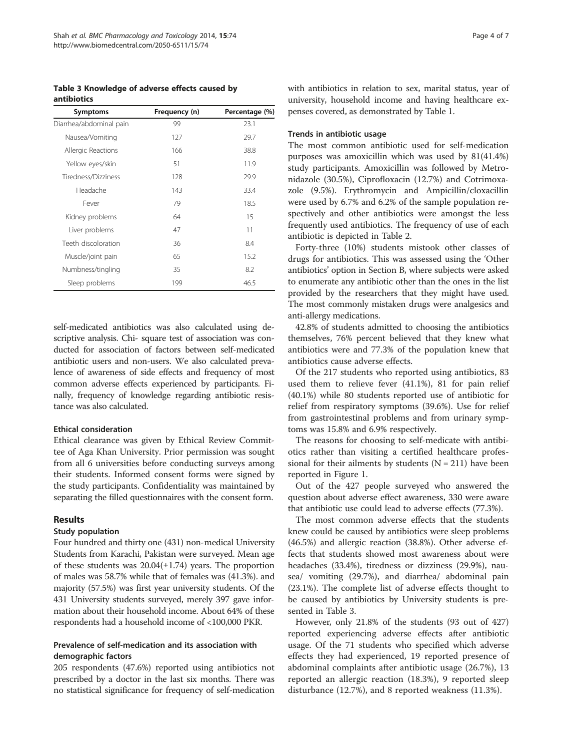**Table 3 Knowledge of adverse effects caused by antibiotics**

| Symptoms | Frequency (n) | Percentage (%) |
|---|---|---|
| Diarrhea/abdominal pain | 99 | 23.1 |
| Nausea/Vomiting | 127 | 29.7 |
| Allergic Reactions | 166 | 38.8 |
| Yellow eyes/skin | 51 | 11.9 |
| Tiredness/Dizziness | 128 | 29.9 |
| Headache | 143 | 33.4 |
| Fever | 79 | 18.5 |
| Kidney problems | 64 | 15 |
| Liver problems | 47 | 11 |
| Teeth discoloration | 36 | 8.4 |
| Muscle/joint pain | 65 | 15.2 |
| Numbness/tingling | 35 | 8.2 |
| Sleep problems | 199 | 46.5 |

self-medicated antibiotics was also calculated using descriptive analysis. Chi- square test of association was conducted for association of factors between self-medicated antibiotic users and non-users. We also calculated prevalence of awareness of side effects and frequency of most common adverse effects experienced by participants. Finally, frequency of knowledge regarding antibiotic resistance was also calculated.

### Ethical consideration

Ethical clearance was given by Ethical Review Committee of Aga Khan University. Prior permission was sought from all 6 universities before conducting surveys among their students. Informed consent forms were signed by the study participants. Confidentiality was maintained by separating the filled questionnaires with the consent form.

## Results

### Study population

Four hundred and thirty one (431) non-medical University Students from Karachi, Pakistan were surveyed. Mean age of these students was 20.04(±1.74) years. The proportion of males was 58.7% while that of females was (41.3%). and majority (57.5%) was first year university students. Of the 431 University students surveyed, merely 397 gave information about their household income. About 64% of these respondents had a household income of <100,000 PKR.

### Prevalence of self-medication and its association with demographic factors

205 respondents (47.6%) reported using antibiotics not prescribed by a doctor in the last six months. There was no statistical significance for frequency of self-medication with antibiotics in relation to sex, marital status, year of university, household income and having healthcare expenses covered, as demonstrated by Table 1.

### Trends in antibiotic usage

The most common antibiotic used for self-medication purposes was amoxicillin which was used by 81(41.4%) study participants. Amoxicillin was followed by Metronidazole (30.5%), Ciprofloxacin (12.7%) and Cotrimoxazole (9.5%). Erythromycin and Ampicillin/cloxacillin were used by 6.7% and 6.2% of the sample population respectively and other antibiotics were amongst the less frequently used antibiotics. The frequency of use of each antibiotic is depicted in Table 2.

Forty-three (10%) students mistook other classes of drugs for antibiotics. This was assessed using the 'Other antibiotics' option in Section B, where subjects were asked to enumerate any antibiotic other than the ones in the list provided by the researchers that they might have used. The most commonly mistaken drugs were analgesics and anti-allergy medications.

42.8% of students admitted to choosing the antibiotics themselves, 76% percent believed that they knew what antibiotics were and 77.3% of the population knew that antibiotics cause adverse effects.

Of the 217 students who reported using antibiotics, 83 used them to relieve fever (41.1%), 81 for pain relief (40.1%) while 80 students reported use of antibiotic for relief from respiratory symptoms (39.6%). Use for relief from gastrointestinal problems and from urinary symptoms was 15.8% and 6.9% respectively.

The reasons for choosing to self-medicate with antibiotics rather than visiting a certified healthcare professional for their ailments by students (N = 211) have been reported in Figure 1.

Out of the 427 people surveyed who answered the question about adverse effect awareness, 330 were aware that antibiotic use could lead to adverse effects (77.3%).

The most common adverse effects that the students knew could be caused by antibiotics were sleep problems (46.5%) and allergic reaction (38.8%). Other adverse effects that students showed most awareness about were headaches (33.4%), tiredness or dizziness (29.9%), nausea/ vomiting (29.7%), and diarrhea/ abdominal pain (23.1%). The complete list of adverse effects thought to be caused by antibiotics by University students is presented in Table 3.

However, only 21.8% of the students (93 out of 427) reported experiencing adverse effects after antibiotic usage. Of the 71 students who specified which adverse effects they had experienced, 19 reported presence of abdominal complaints after antibiotic usage (26.7%), 13 reported an allergic reaction (18.3%), 9 reported sleep disturbance (12.7%), and 8 reported weakness (11.3%).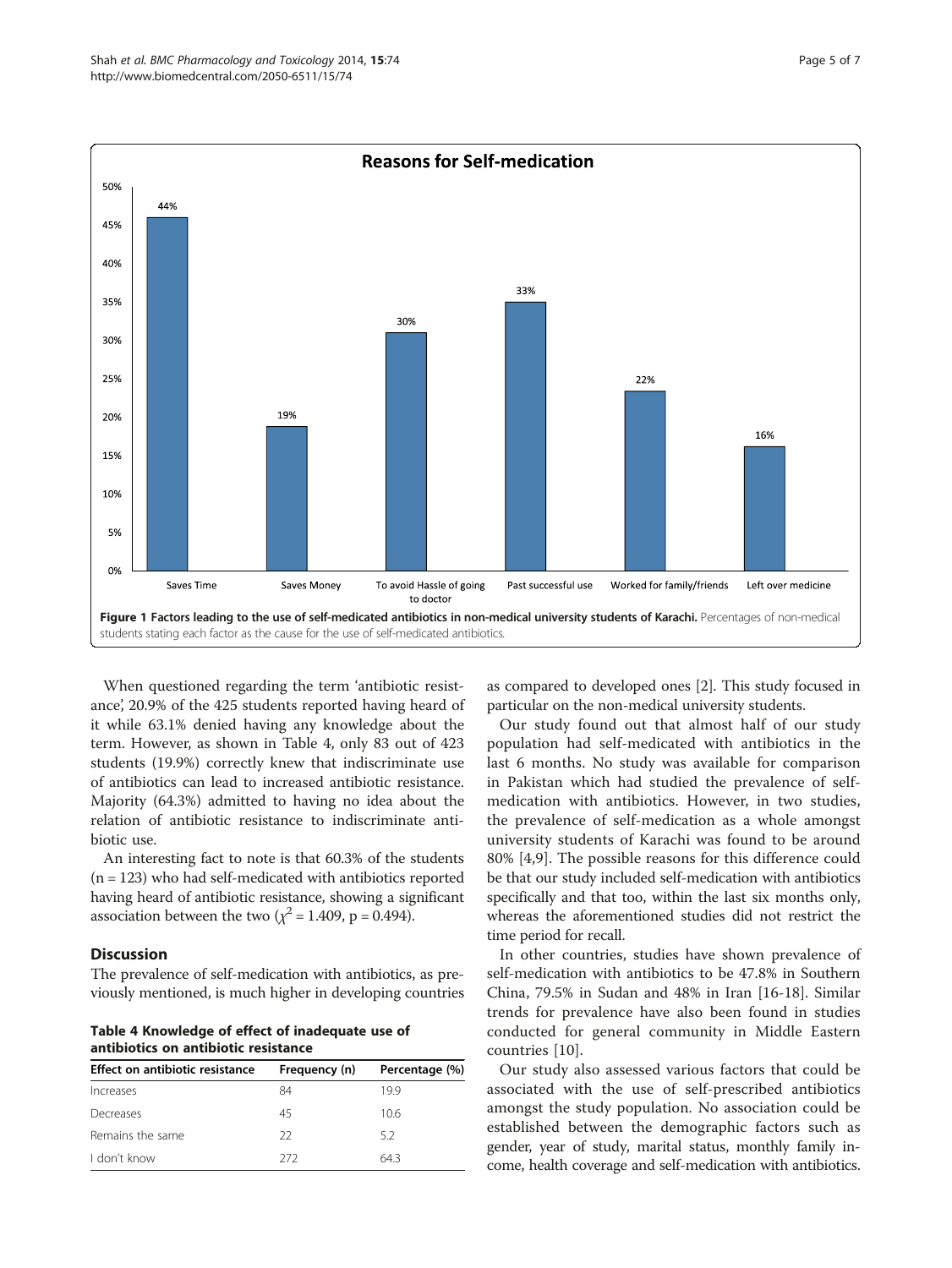**Reasons for Self-medication**

| Reason | Percentage |
|---|---|
| Saves Time | 44% |
| Saves Money | 19% |
| To avoid Hassle of going to doctor | 30% |
| Past successful use | 33% |
| Worked for family/friends | 22% |
| Left over medicine | 16% |

**Figure 1 Factors leading to the use of self-medicated antibiotics in non-medical university students of Karachi.** Percentages of non-medical students stating each factor as the cause for the use of self-medicated antibiotics.

When questioned regarding the term 'antibiotic resistance', 20.9% of the 425 students reported having heard of it while 63.1% denied having any knowledge about the term. However, as shown in Table 4, only 83 out of 423 students (19.9%) correctly knew that indiscriminate use of antibiotics can lead to increased antibiotic resistance. Majority (64.3%) admitted to having no idea about the relation of antibiotic resistance to indiscriminate antibiotic use.

An interesting fact to note is that 60.3% of the students (n = 123) who had self-medicated with antibiotics reported having heard of antibiotic resistance, showing a significant association between the two ($\chi^2 = 1.409$, p = 0.494).

## Discussion

The prevalence of self-medication with antibiotics, as previously mentioned, is much higher in developing countries as compared to developed ones [2]. This study focused in particular on the non-medical university students.

**Table 4 Knowledge of effect of inadequate use of antibiotics on antibiotic resistance**

| Effect on antibiotic resistance | Frequency (n) | Percentage (%) |
|---|---|---|
| Increases | 84 | 19.9 |
| Decreases | 45 | 10.6 |
| Remains the same | 22 | 5.2 |
| I don't know | 272 | 64.3 |

Our study found out that almost half of our study population had self-medicated with antibiotics in the last 6 months. No study was available for comparison in Pakistan which had studied the prevalence of self-medication with antibiotics. However, in two studies, the prevalence of self-medication as a whole amongst university students of Karachi was found to be around 80% [4,9]. The possible reasons for this difference could be that our study included self-medication with antibiotics specifically and that too, within the last six months only, whereas the aforementioned studies did not restrict the time period for recall.

In other countries, studies have shown prevalence of self-medication with antibiotics to be 47.8% in Southern China, 79.5% in Sudan and 48% in Iran [16-18]. Similar trends for prevalence have also been found in studies conducted for general community in Middle Eastern countries [10].

Our study also assessed various factors that could be associated with the use of self-prescribed antibiotics amongst the study population. No association could be established between the demographic factors such as gender, year of study, marital status, monthly family income, health coverage and self-medication with antibiotics.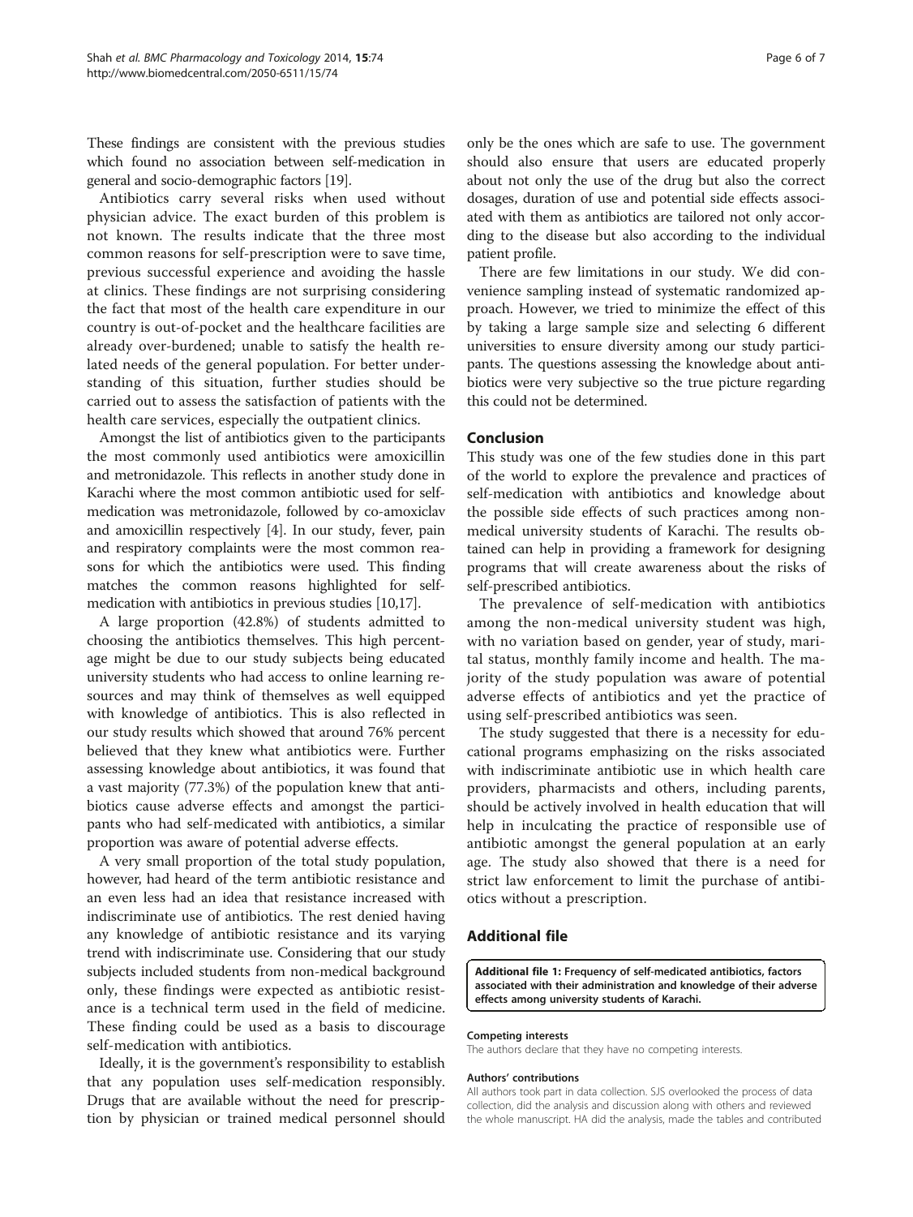These findings are consistent with the previous studies which found no association between self-medication in general and socio-demographic factors [19].

Antibiotics carry several risks when used without physician advice. The exact burden of this problem is not known. The results indicate that the three most common reasons for self-prescription were to save time, previous successful experience and avoiding the hassle at clinics. These findings are not surprising considering the fact that most of the health care expenditure in our country is out-of-pocket and the healthcare facilities are already over-burdened; unable to satisfy the health related needs of the general population. For better understanding of this situation, further studies should be carried out to assess the satisfaction of patients with the health care services, especially the outpatient clinics.

Amongst the list of antibiotics given to the participants the most commonly used antibiotics were amoxicillin and metronidazole. This reflects in another study done in Karachi where the most common antibiotic used for self-medication was metronidazole, followed by co-amoxiclav and amoxicillin respectively [4]. In our study, fever, pain and respiratory complaints were the most common reasons for which the antibiotics were used. This finding matches the common reasons highlighted for self-medication with antibiotics in previous studies [10,17].

A large proportion (42.8%) of students admitted to choosing the antibiotics themselves. This high percentage might be due to our study subjects being educated university students who had access to online learning resources and may think of themselves as well equipped with knowledge of antibiotics. This is also reflected in our study results which showed that around 76% percent believed that they knew what antibiotics were. Further assessing knowledge about antibiotics, it was found that a vast majority (77.3%) of the population knew that antibiotics cause adverse effects and amongst the participants who had self-medicated with antibiotics, a similar proportion was aware of potential adverse effects.

A very small proportion of the total study population, however, had heard of the term antibiotic resistance and an even less had an idea that resistance increased with indiscriminate use of antibiotics. The rest denied having any knowledge of antibiotic resistance and its varying trend with indiscriminate use. Considering that our study subjects included students from non-medical background only, these findings were expected as antibiotic resistance is a technical term used in the field of medicine. These finding could be used as a basis to discourage self-medication with antibiotics.

Ideally, it is the government's responsibility to establish that any population uses self-medication responsibly. Drugs that are available without the need for prescription by physician or trained medical personnel should only be the ones which are safe to use. The government should also ensure that users are educated properly about not only the use of the drug but also the correct dosages, duration of use and potential side effects associated with them as antibiotics are tailored not only according to the disease but also according to the individual patient profile.

There are few limitations in our study. We did convenience sampling instead of systematic randomized approach. However, we tried to minimize the effect of this by taking a large sample size and selecting 6 different universities to ensure diversity among our study participants. The questions assessing the knowledge about antibiotics were very subjective so the true picture regarding this could not be determined.

## Conclusion

This study was one of the few studies done in this part of the world to explore the prevalence and practices of self-medication with antibiotics and knowledge about the possible side effects of such practices among non-medical university students of Karachi. The results obtained can help in providing a framework for designing programs that will create awareness about the risks of self-prescribed antibiotics.

The prevalence of self-medication with antibiotics among the non-medical university student was high, with no variation based on gender, year of study, marital status, monthly family income and health. The majority of the study population was aware of potential adverse effects of antibiotics and yet the practice of using self-prescribed antibiotics was seen.

The study suggested that there is a necessity for educational programs emphasizing on the risks associated with indiscriminate antibiotic use in which health care providers, pharmacists and others, including parents, should be actively involved in health education that will help in inculcating the practice of responsible use of antibiotic amongst the general population at an early age. The study also showed that there is a need for strict law enforcement to limit the purchase of antibiotics without a prescription.

## Additional file

**Additional file 1: Frequency of self-medicated antibiotics, factors associated with their administration and knowledge of their adverse effects among university students of Karachi.**

#### Competing interests

The authors declare that they have no competing interests.

#### Authors' contributions

All authors took part in data collection. SJS overlooked the process of data collection, did the analysis and discussion along with others and reviewed the whole manuscript. HA did the analysis, made the tables and contributed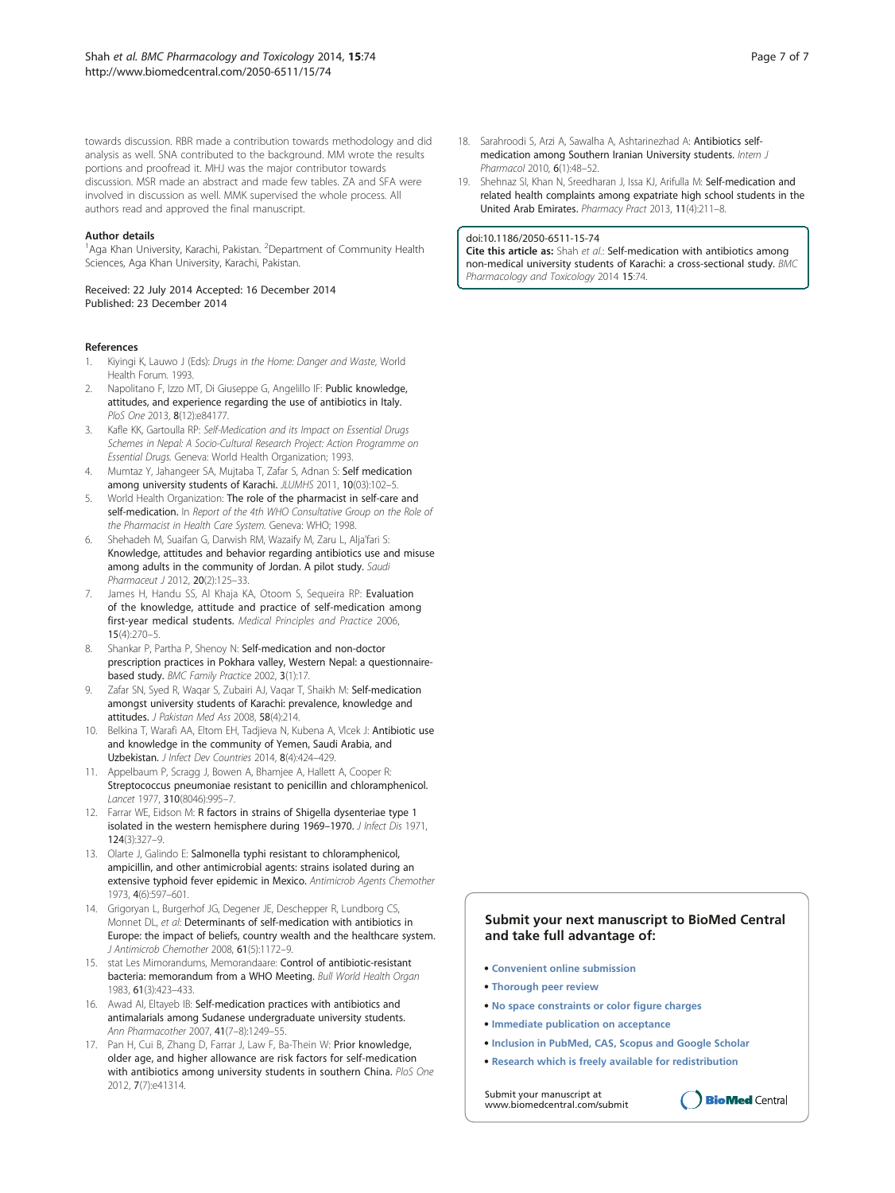towards discussion. RBR made a contribution towards methodology and did analysis as well. SNA contributed to the background. MM wrote the results portions and proofread it. MHJ was the major contributor towards discussion. MSR made an abstract and made few tables. ZA and SFA were involved in discussion as well. MMK supervised the whole process. All authors read and approved the final manuscript.

#### Author details

[1]Aga Khan University, Karachi, Pakistan. [2]Department of Community Health Sciences, Aga Khan University, Karachi, Pakistan.

Received: 22 July 2014 Accepted: 16 December 2014
Published: 23 December 2014

#### References

1. Kiyingi K, Lauwo J (Eds): *Drugs in the Home: Danger and Waste*, World Health Forum. 1993.
2. Napolitano F, Izzo MT, Di Giuseppe G, Angelillo IF: **Public knowledge, attitudes, and experience regarding the use of antibiotics in Italy.** *PloS One* 2013, **8**(12):e84177.
3. Kafle KK, Gartoulla RP: *Self-Medication and its Impact on Essential Drugs Schemes in Nepal: A Socio-Cultural Research Project: Action Programme on Essential Drugs.* Geneva: World Health Organization; 1993.
4. Mumtaz Y, Jahangeer SA, Mujtaba T, Zafar S, Adnan S: **Self medication among university students of Karachi.** *JLUMHS* 2011, **10**(03):102–5.
5. World Health Organization: **The role of the pharmacist in self-care and self-medication.** In *Report of the 4th WHO Consultative Group on the Role of the Pharmacist in Health Care System.* Geneva: WHO; 1998.
6. Shehadeh M, Suaifan G, Darwish RM, Wazaify M, Zaru L, Alja'fari S: **Knowledge, attitudes and behavior regarding antibiotics use and misuse among adults in the community of Jordan. A pilot study.** *Saudi Pharmaceut J* 2012, **20**(2):125–33.
7. James H, Handu SS, Al Khaja KA, Otoom S, Sequeira RP: **Evaluation of the knowledge, attitude and practice of self-medication among first-year medical students.** *Medical Principles and Practice* 2006, **15**(4):270–5.
8. Shankar P, Partha P, Shenoy N: **Self-medication and non-doctor prescription practices in Pokhara valley, Western Nepal: a questionnaire-based study.** *BMC Family Practice* 2002, **3**(1):17.
9. Zafar SN, Syed R, Waqar S, Zubairi AJ, Vaqar T, Shaikh M: **Self-medication amongst university students of Karachi: prevalence, knowledge and attitudes.** *J Pakistan Med Ass* 2008, **58**(4):214.
10. Belkina T, Warafi AA, Eltom EH, Tadjieva N, Kubena A, Vlcek J: **Antibiotic use and knowledge in the community of Yemen, Saudi Arabia, and Uzbekistan.** *J Infect Dev Countries* 2014, **8**(4):424–429.
11. Appelbaum P, Scragg J, Bowen A, Bhamjee A, Hallett A, Cooper R: **Streptococcus pneumoniae resistant to penicillin and chloramphenicol.** *Lancet* 1977, **310**(8046):995–7.
12. Farrar WE, Eidson M: **R factors in strains of Shigella dysenteriae type 1 isolated in the western hemisphere during 1969–1970.** *J Infect Dis* 1971, **124**(3):327–9.
13. Olarte J, Galindo E: **Salmonella typhi resistant to chloramphenicol, ampicillin, and other antimicrobial agents: strains isolated during an extensive typhoid fever epidemic in Mexico.** *Antimicrob Agents Chemother* 1973, **4**(6):597–601.
14. Grigoryan L, Burgerhof JG, Degener JE, Deschepper R, Lundborg CS, Monnet DL, *et al*: **Determinants of self-medication with antibiotics in Europe: the impact of beliefs, country wealth and the healthcare system.** *J Antimicrob Chemother* 2008, **61**(5):1172–9.
15. stat Les Mimorandums, Memorandaare: **Control of antibiotic-resistant bacteria: memorandum from a WHO Meeting.** *Bull World Health Organ* 1983, **61**(3):423–433.
16. Awad AI, Eltayeb IB: **Self-medication practices with antibiotics and antimalarials among Sudanese undergraduate university students.** *Ann Pharmacother* 2007, **41**(7–8):1249–55.
17. Pan H, Cui B, Zhang D, Farrar J, Law F, Ba-Thein W: **Prior knowledge, older age, and higher allowance are risk factors for self-medication with antibiotics among university students in southern China.** *PloS One* 2012, **7**(7):e41314.
18. Sarahroodi S, Arzi A, Sawalha A, Ashtarinezhad A: **Antibiotics self-medication among Southern Iranian University students.** *Intern J Pharmacol* 2010, **6**(1):48–52.
19. Shehnaz SI, Khan N, Sreedharan J, Issa KJ, Arifulla M: **Self-medication and related health complaints among expatriate high school students in the United Arab Emirates.** *Pharmacy Pract* 2013, **11**(4):211–8.

doi:10.1186/2050-6511-15-74
**Cite this article as:** Shah *et al.*: Self-medication with antibiotics among non-medical university students of Karachi: a cross-sectional study. *BMC Pharmacology and Toxicology* 2014 **15**:74.

**Submit your next manuscript to BioMed Central and take full advantage of:**

- **Convenient online submission**
- **Thorough peer review**
- **No space constraints or color figure charges**
- **Immediate publication on acceptance**
- **Inclusion in PubMed, CAS, Scopus and Google Scholar**
- **Research which is freely available for redistribution**

Submit your manuscript at
www.biomedcentral.com/submit

BioMed Central